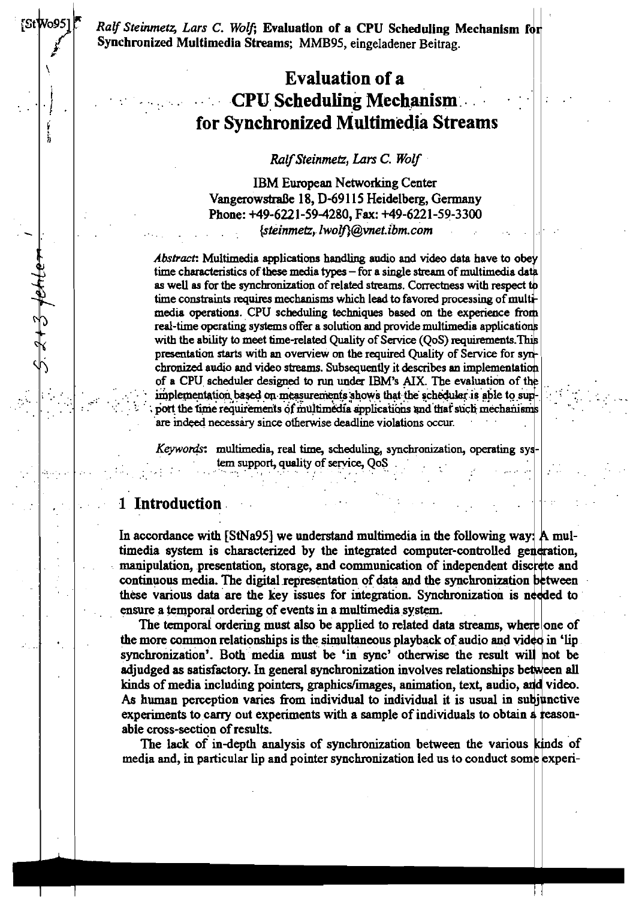*Ralf Steinmetz, Lars C. Wolf*; **Evaluation of a CPU Scheduling Mechanism for Synchronized Multimedia Streams**; MMB95, eingeladener Beitrag.

# Evaluation of a CPU Scheduling Mechanism for Synchronized Multimedia Streams

*Ralf Steinmetz, Lars C. Wolf*

IBM European Networking Center
Vangerowstraße 18, D-69115 Heidelberg, Germany
Phone: +49-6221-59-4280, Fax: +49-6221-59-3300
*{steinmetz, lwolf}@vnet.ibm.com*

*Abstract*: Multimedia applications handling audio and video data have to obey time characteristics of these media types – for a single stream of multimedia data as well as for the synchronization of related streams. Correctness with respect to time constraints requires mechanisms which lead to favored processing of multimedia operations. CPU scheduling techniques based on the experience from real-time operating systems offer a solution and provide multimedia applications with the ability to meet time-related Quality of Service (QoS) requirements. This presentation starts with an overview on the required Quality of Service for synchronized audio and video streams. Subsequently it describes an implementation of a CPU scheduler designed to run under IBM's AIX. The evaluation of the implementation based on measurements shows that the scheduler is able to support the time requirements of multimedia applications and that such mechanisms are indeed necessary since otherwise deadline violations occur.

*Keywords*: multimedia, real time, scheduling, synchronization, operating system support, quality of service, QoS

## 1 Introduction

In accordance with [StNa95] we understand multimedia in the following way: A multimedia system is characterized by the integrated computer-controlled generation, manipulation, presentation, storage, and communication of independent discrete and continuous media. The digital representation of data and the synchronization between these various data are the key issues for integration. Synchronization is needed to ensure a temporal ordering of events in a multimedia system.

The temporal ordering must also be applied to related data streams, where one of the more common relationships is the simultaneous playback of audio and video in 'lip synchronization'. Both media must be 'in sync' otherwise the result will not be adjudged as satisfactory. In general synchronization involves relationships between all kinds of media including pointers, graphics/images, animation, text, audio, and video. As human perception varies from individual to individual it is usual in subjunctive experiments to carry out experiments with a sample of individuals to obtain a reasonable cross-section of results.

The lack of in-depth analysis of synchronization between the various kinds of media and, in particular lip and pointer synchronization led us to conduct some experi-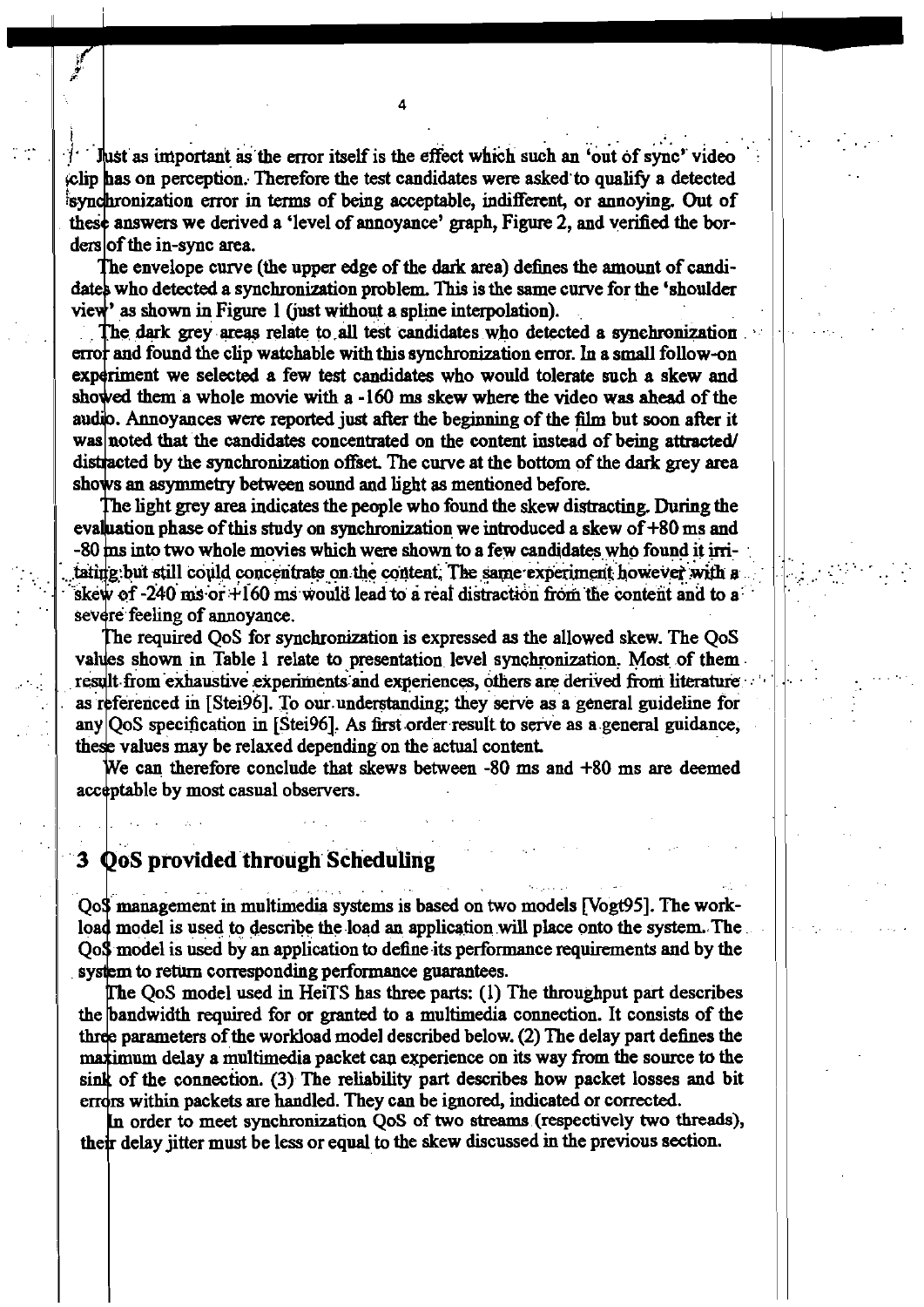Just as important as the error itself is the effect which such an 'out of sync' video clip has on perception. Therefore the test candidates were asked to qualify a detected synchronization error in terms of being acceptable, indifferent, or annoying. Out of these answers we derived a 'level of annoyance' graph, Figure 2, and verified the borders of the in-sync area.

The envelope curve (the upper edge of the dark area) defines the amount of candidates who detected a synchronization problem. This is the same curve for the 'shoulder view' as shown in Figure 1 (just without a spline interpolation).

The dark grey areas relate to all test candidates who detected a synchronization error and found the clip watchable with this synchronization error. In a small follow-on experiment we selected a few test candidates who would tolerate such a skew and showed them a whole movie with a -160 ms skew where the video was ahead of the audio. Annoyances were reported just after the beginning of the film but soon after it was noted that the candidates concentrated on the content instead of being attracted/distracted by the synchronization offset. The curve at the bottom of the dark grey area shows an asymmetry between sound and light as mentioned before.

The light grey area indicates the people who found the skew distracting. During the evaluation phase of this study on synchronization we introduced a skew of +80 ms and -80 ms into two whole movies which were shown to a few candidates who found it irritating but still could concentrate on the content. The same experiment however with a skew of -240 ms or +160 ms would lead to a real distraction from the content and to a severe feeling of annoyance.

The required QoS for synchronization is expressed as the allowed skew. The QoS values shown in Table 1 relate to presentation level synchronization. Most of them result from exhaustive experiments and experiences, others are derived from literature as referenced in [Stei96]. To our understanding, they serve as a general guideline for any QoS specification in [Stei96]. As first order result to serve as a general guidance, these values may be relaxed depending on the actual content.

We can therefore conclude that skews between -80 ms and +80 ms are deemed acceptable by most casual observers.

## 3 QoS provided through Scheduling

QoS management in multimedia systems is based on two models [Vogt95]. The workload model is used to describe the load an application will place onto the system. The QoS model is used by an application to define its performance requirements and by the system to return corresponding performance guarantees.

The QoS model used in HeiTS has three parts: (1) The throughput part describes the bandwidth required for or granted to a multimedia connection. It consists of the three parameters of the workload model described below. (2) The delay part defines the maximum delay a multimedia packet can experience on its way from the source to the sink of the connection. (3) The reliability part describes how packet losses and bit errors within packets are handled. They can be ignored, indicated or corrected.

In order to meet synchronization QoS of two streams (respectively two threads), their delay jitter must be less or equal to the skew discussed in the previous section.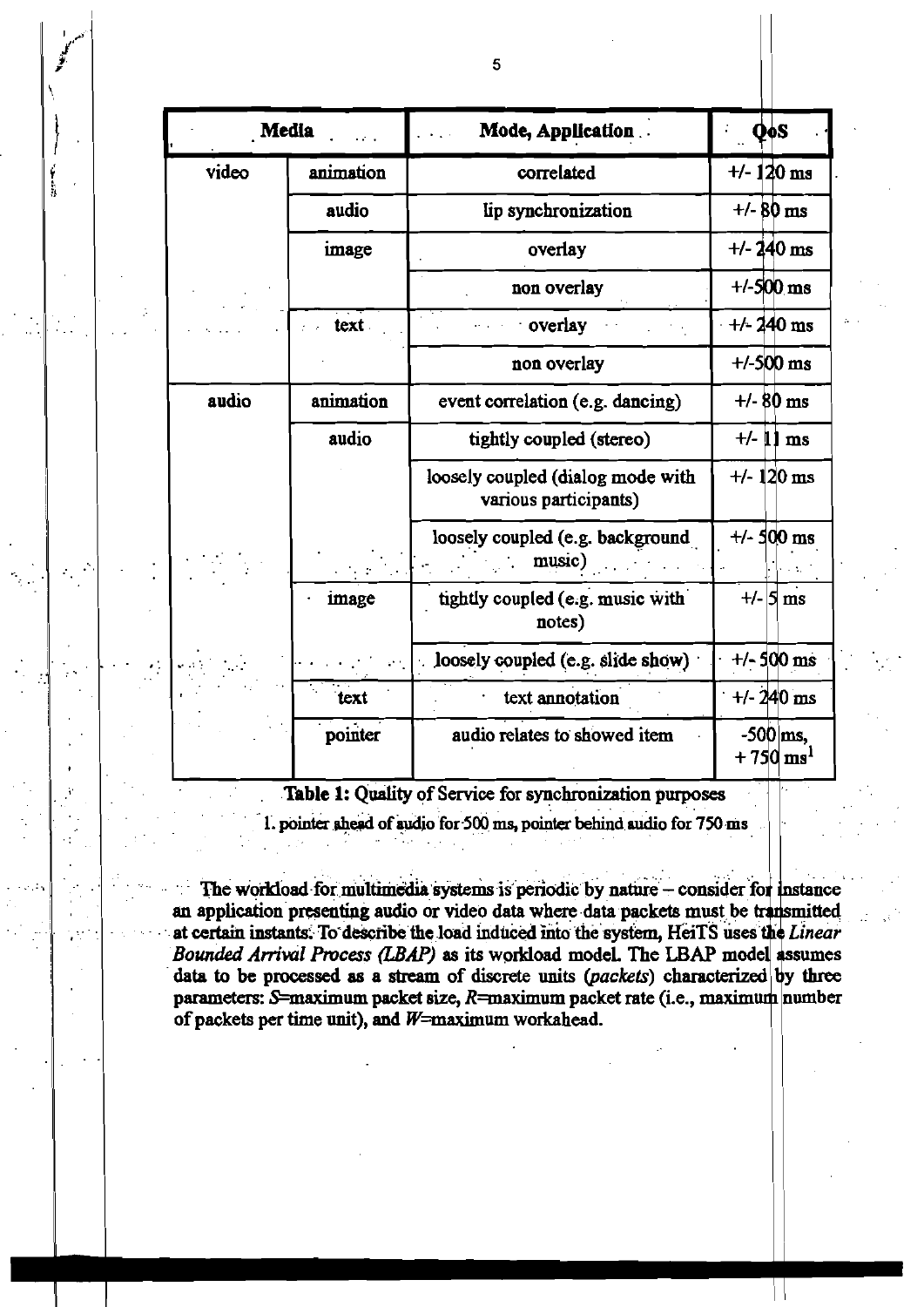| Media | | Mode, Application | QoS |
|---|---|---|---|
| video | animation | correlated | +/- 120 ms |
| | audio | lip synchronization | +/- 80 ms |
| | image | overlay | +/- 240 ms |
| | | non overlay | +/-500 ms |
| | text | overlay | +/- 240 ms |
| | | non overlay | +/-500 ms |
| audio | animation | event correlation (e.g. dancing) | +/- 80 ms |
| | audio | tightly coupled (stereo) | +/- 11 ms |
| | | loosely coupled (dialog mode with various participants) | +/- 120 ms |
| | | loosely coupled (e.g. background music) | +/- 500 ms |
| | image | tightly coupled (e.g. music with notes) | +/- 5 ms |
| | | loosely coupled (e.g. slide show) | +/- 500 ms |
| | text | text annotation | +/- 240 ms |
| | pointer | audio relates to showed item | -500 ms, + 750 ms[1] |

**Table 1:** Quality of Service for synchronization purposes

1. pointer ahead of audio for 500 ms, pointer behind audio for 750 ms

The workload for multimedia systems is periodic by nature – consider for instance an application presenting audio or video data where data packets must be transmitted at certain instants. To describe the load induced into the system, HeiTS uses the *Linear Bounded Arrival Process (LBAP)* as its workload model. The LBAP model assumes data to be processed as a stream of discrete units (*packets*) characterized by three parameters: $S$=maximum packet size, $R$=maximum packet rate (i.e., maximum number of packets per time unit), and $W$=maximum workahead.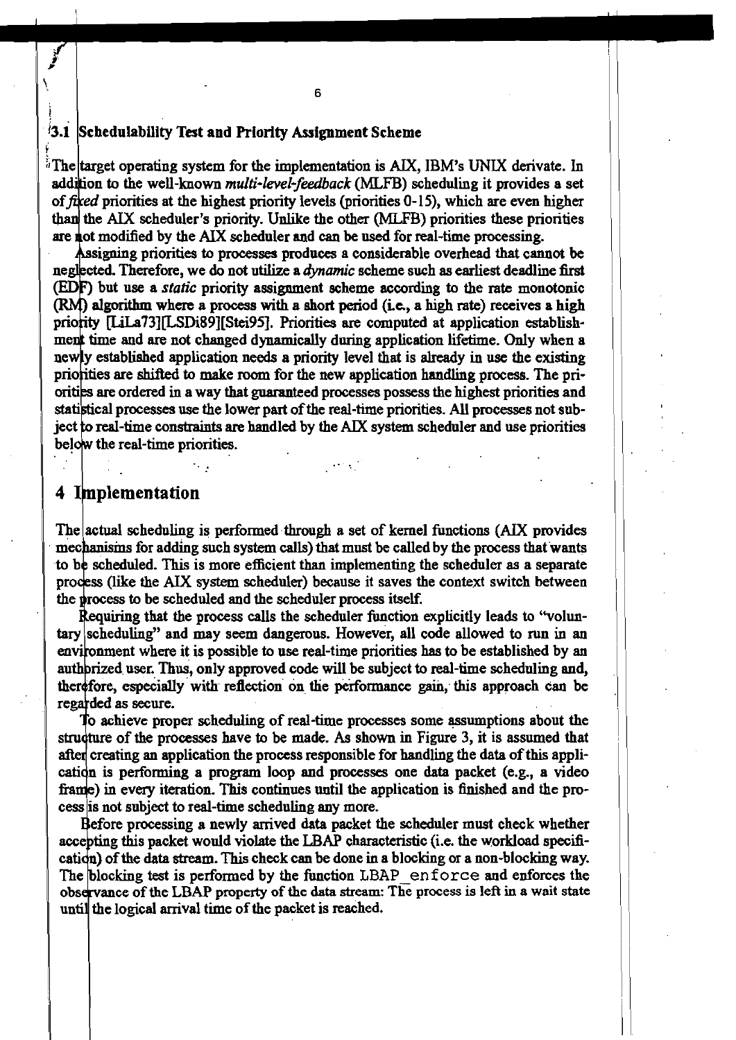### 3.1 Schedulability Test and Priority Assignment Scheme

The target operating system for the implementation is AIX, IBM's UNIX derivate. In addition to the well-known *multi-level-feedback* (MLFB) scheduling it provides a set of *fixed* priorities at the highest priority levels (priorities 0-15), which are even higher than the AIX scheduler's priority. Unlike the other (MLFB) priorities these priorities are not modified by the AIX scheduler and can be used for real-time processing.

Assigning priorities to processes produces a considerable overhead that cannot be neglected. Therefore, we do not utilize a *dynamic* scheme such as earliest deadline first (EDF) but use a *static* priority assignment scheme according to the rate monotonic (RM) algorithm where a process with a short period (i.e., a high rate) receives a high priority [LiLa73][LSDi89][Stei95]. Priorities are computed at application establishment time and are not changed dynamically during application lifetime. Only when a newly established application needs a priority level that is already in use the existing priorities are shifted to make room for the new application handling process. The priorities are ordered in a way that guaranteed processes possess the highest priorities and statistical processes use the lower part of the real-time priorities. All processes not subject to real-time constraints are handled by the AIX system scheduler and use priorities below the real-time priorities.

## 4 Implementation

The actual scheduling is performed through a set of kernel functions (AIX provides mechanisms for adding such system calls) that must be called by the process that wants to be scheduled. This is more efficient than implementing the scheduler as a separate process (like the AIX system scheduler) because it saves the context switch between the process to be scheduled and the scheduler process itself.

Requiring that the process calls the scheduler function explicitly leads to "voluntary scheduling" and may seem dangerous. However, all code allowed to run in an environment where it is possible to use real-time priorities has to be established by an authorized user. Thus, only approved code will be subject to real-time scheduling and, therefore, especially with reflection on the performance gain, this approach can be regarded as secure.

To achieve proper scheduling of real-time processes some assumptions about the structure of the processes have to be made. As shown in Figure 3, it is assumed that after creating an application the process responsible for handling the data of this application is performing a program loop and processes one data packet (e.g., a video frame) in every iteration. This continues until the application is finished and the process is not subject to real-time scheduling any more.

Before processing a newly arrived data packet the scheduler must check whether accepting this packet would violate the LBAP characteristic (i.e. the workload specification) of the data stream. This check can be done in a blocking or a non-blocking way. The blocking test is performed by the function `LBAP_enforce` and enforces the observance of the LBAP property of the data stream: The process is left in a wait state until the logical arrival time of the packet is reached.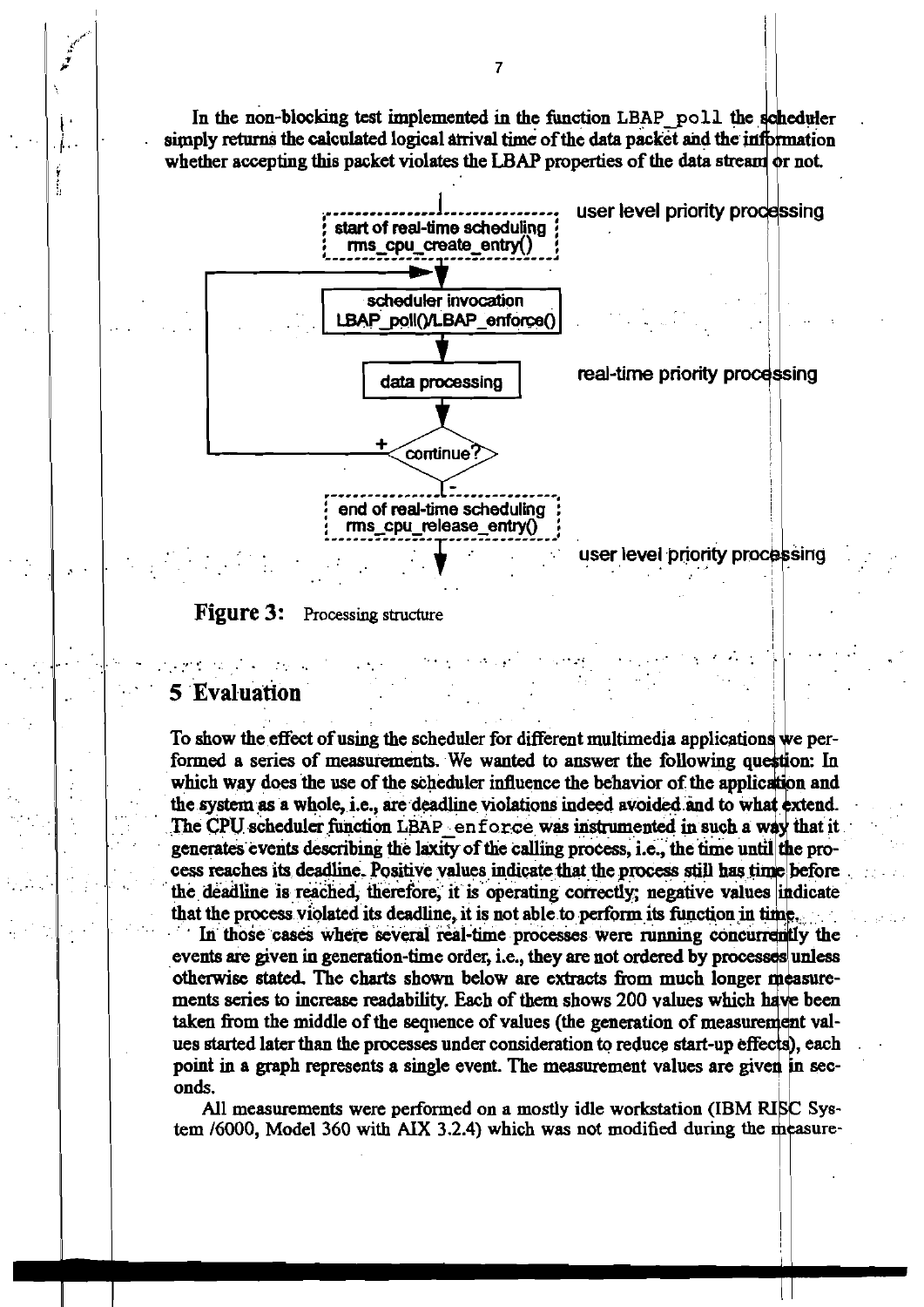In the non-blocking test implemented in the function `LBAP_poll` the scheduler simply returns the calculated logical arrival time of the data packet and the information whether accepting this packet violates the LBAP properties of the data stream or not.

start of real-time scheduling
rms_cpu_create_entry()

user level priority processing

scheduler invocation
LBAP_poll()/LBAP_enforce()

data processing

real-time priority processing

continue?

+

-

end of real-time scheduling
rms_cpu_release_entry()

user level priority processing

**Figure 3:** Processing structure

## 5 Evaluation

To show the effect of using the scheduler for different multimedia applications we performed a series of measurements. We wanted to answer the following question: In which way does the use of the scheduler influence the behavior of the application and the system as a whole, i.e., are deadline violations indeed avoided and to what extend. The CPU scheduler function `LBAP_enforce` was instrumented in such a way that it generates events describing the laxity of the calling process, i.e., the time until the process reaches its deadline. Positive values indicate that the process still has time before the deadline is reached, therefore, it is operating correctly; negative values indicate that the process violated its deadline, it is not able to perform its function in time.

In those cases where several real-time processes were running concurrently the events are given in generation-time order, i.e., they are not ordered by processes unless otherwise stated. The charts shown below are extracts from much longer measurements series to increase readability. Each of them shows 200 values which have been taken from the middle of the sequence of values (the generation of measurement values started later than the processes under consideration to reduce start-up effects), each point in a graph represents a single event. The measurement values are given in seconds.

All measurements were performed on a mostly idle workstation (IBM RISC System /6000, Model 360 with AIX 3.2.4) which was not modified during the measure-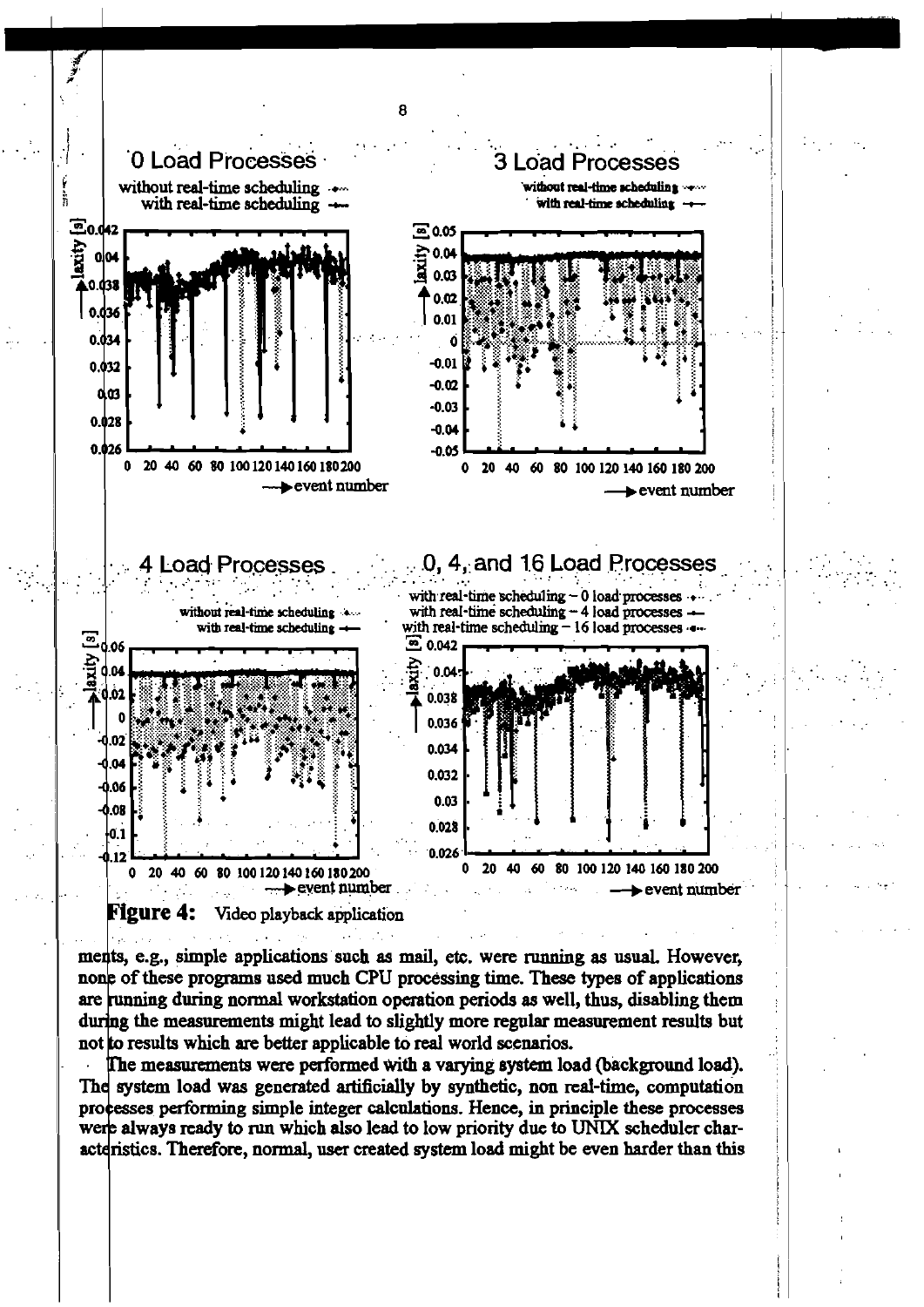**Figure 4:** Video playback application

ments, e.g., simple applications such as mail, etc. were running as usual. However, none of these programs used much CPU processing time. These types of applications are running during normal workstation operation periods as well, thus, disabling them during the measurements might lead to slightly more regular measurement results but not to results which are better applicable to real world scenarios.

The measurements were performed with a varying system load (background load). The system load was generated artificially by synthetic, non real-time, computation processes performing simple integer calculations. Hence, in principle these processes were always ready to run which also lead to low priority due to UNIX scheduler characteristics. Therefore, normal, user created system load might be even harder than this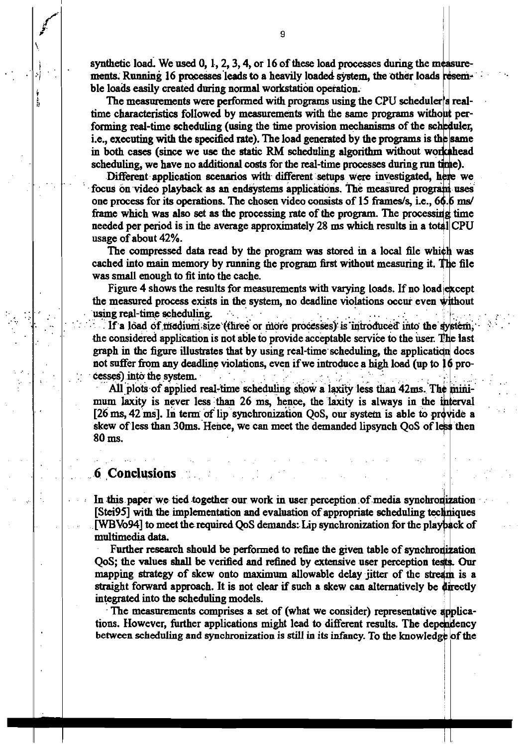synthetic load. We used 0, 1, 2, 3, 4, or 16 of these load processes during the measurements. Running 16 processes leads to a heavily loaded system, the other loads resemble loads easily created during normal workstation operation.

The measurements were performed with programs using the CPU scheduler's real-time characteristics followed by measurements with the same programs without performing real-time scheduling (using the time provision mechanisms of the scheduler, i.e., executing with the specified rate). The load generated by the programs is the same in both cases (since we use the static RM scheduling algorithm without workahead scheduling, we have no additional costs for the real-time processes during run time).

Different application scenarios with different setups were investigated, here we focus on video playback as an endsystems applications. The measured program uses one process for its operations. The chosen video consists of 15 frames/s, i.e., 66.6 ms/frame which was also set as the processing rate of the program. The processing time needed per period is in the average approximately 28 ms which results in a total CPU usage of about 42%.

The compressed data read by the program was stored in a local file which was cached into main memory by running the program first without measuring it. The file was small enough to fit into the cache.

Figure 4 shows the results for measurements with varying loads. If no load except the measured process exists in the system, no deadline violations occur even without using real-time scheduling.

If a load of medium size (three or more processes) is introduced into the system, the considered application is not able to provide acceptable service to the user. The last graph in the figure illustrates that by using real-time scheduling, the application does not suffer from any deadline violations, even if we introduce a high load (up to 16 processes) into the system.

All plots of applied real-time scheduling show a laxity less than 42ms. The minimum laxity is never less than 26 ms, hence, the laxity is always in the interval [26 ms, 42 ms]. In term of lip synchronization QoS, our system is able to provide a skew of less than 30ms. Hence, we can meet the demanded lipsynch QoS of less then 80 ms.

## 6 Conclusions

In this paper we tied together our work in user perception of media synchronization [Stei95] with the implementation and evaluation of appropriate scheduling techniques [WBVo94] to meet the required QoS demands: Lip synchronization for the playback of multimedia data.

Further research should be performed to refine the given table of synchronization QoS; the values shall be verified and refined by extensive user perception tests. Our mapping strategy of skew onto maximum allowable delay jitter of the stream is a straight forward approach. It is not clear if such a skew can alternatively be directly integrated into the scheduling models.

The measurements comprises a set of (what we consider) representative applications. However, further applications might lead to different results. The dependency between scheduling and synchronization is still in its infancy. To the knowledge of the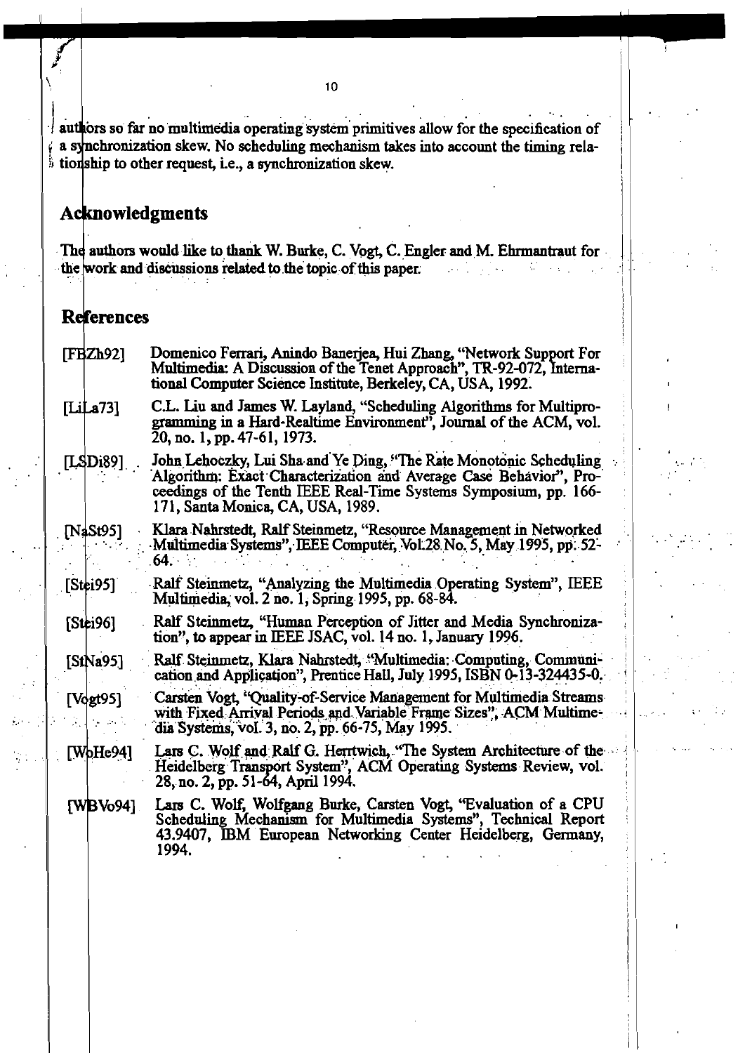authors so far no multimedia operating system primitives allow for the specification of a synchronization skew. No scheduling mechanism takes into account the timing relationship to other request, i.e., a synchronization skew.

## Acknowledgments

The authors would like to thank W. Burke, C. Vogt, C. Engler and M. Ehrmantraut for the work and discussions related to the topic of this paper.

## References

[FBZh92] Domenico Ferrari, Anindo Banerjea, Hui Zhang, "Network Support For Multimedia: A Discussion of the Tenet Approach", TR-92-072, International Computer Science Institute, Berkeley, CA, USA, 1992.

[LiLa73] C.L. Liu and James W. Layland, "Scheduling Algorithms for Multiprogramming in a Hard-Realtime Environment", Journal of the ACM, vol. 20, no. 1, pp. 47-61, 1973.

[LSDi89] John Lehoczky, Lui Sha and Ye Ding, "The Rate Monotonic Scheduling Algorithm: Exact Characterization and Average Case Behavior", Proceedings of the Tenth IEEE Real-Time Systems Symposium, pp. 166-171, Santa Monica, CA, USA, 1989.

[NaSt95] Klara Nahrstedt, Ralf Steinmetz, "Resource Management in Networked Multimedia Systems", IEEE Computer, Vol.28 No. 5, May 1995, pp. 52-64.

[Stei95] Ralf Steinmetz, "Analyzing the Multimedia Operating System", IEEE Multimedia, vol. 2 no. 1, Spring 1995, pp. 68-84.

[Stei96] Ralf Steinmetz, "Human Perception of Jitter and Media Synchronization", to appear in IEEE JSAC, vol. 14 no. 1, January 1996.

[StNa95] Ralf Steinmetz, Klara Nahrstedt, "Multimedia: Computing, Communication and Application", Prentice Hall, July 1995, ISBN 0-13-324435-0.

[Vogt95] Carsten Vogt, "Quality-of-Service Management for Multimedia Streams with Fixed Arrival Periods and Variable Frame Sizes", ACM Multimedia Systems, vol. 3, no. 2, pp. 66-75, May 1995.

[WoHe94] Lars C. Wolf and Ralf G. Herrtwich, "The System Architecture of the Heidelberg Transport System", ACM Operating Systems Review, vol. 28, no. 2, pp. 51-64, April 1994.

[WBVo94] Lars C. Wolf, Wolfgang Burke, Carsten Vogt, "Evaluation of a CPU Scheduling Mechanism for Multimedia Systems", Technical Report 43.9407, IBM European Networking Center Heidelberg, Germany, 1994.